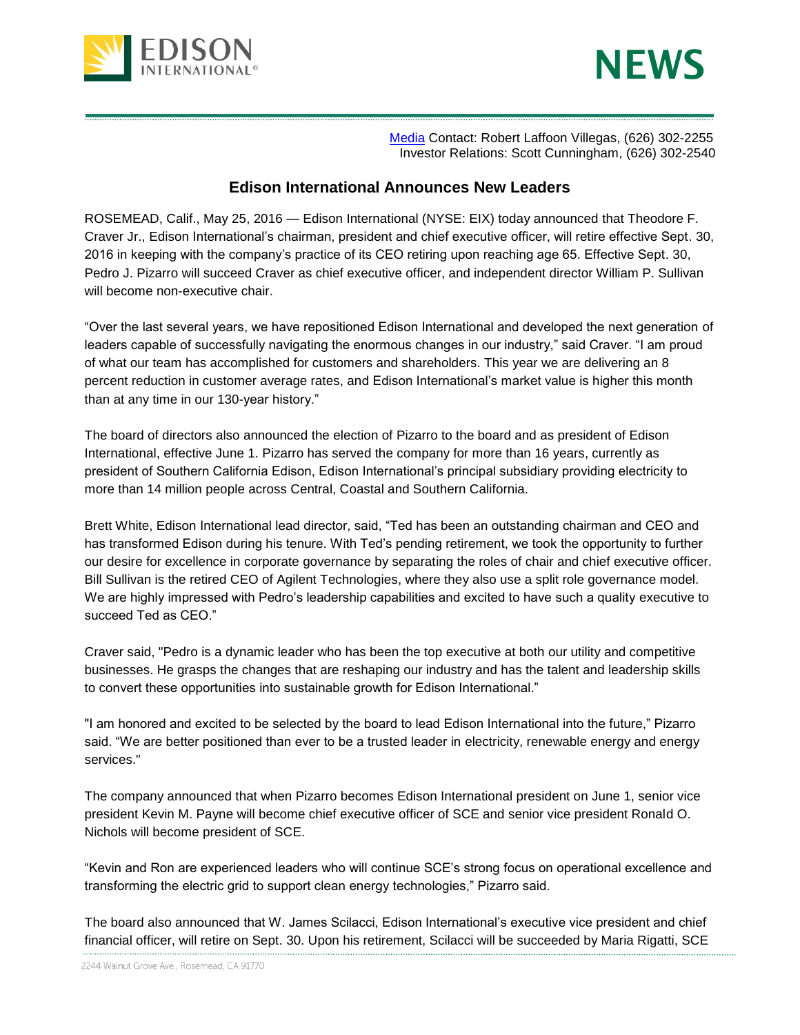[Media](#) Contact: Robert Laffoon Villegas, (626) 302-2255
Investor Relations: Scott Cunningham, (626) 302-2540

# Edison International Announces New Leaders

ROSEMEAD, Calif., May 25, 2016 — Edison International (NYSE: EIX) today announced that Theodore F. Craver Jr., Edison International's chairman, president and chief executive officer, will retire effective Sept. 30, 2016 in keeping with the company's practice of its CEO retiring upon reaching age 65. Effective Sept. 30, Pedro J. Pizarro will succeed Craver as chief executive officer, and independent director William P. Sullivan will become non-executive chair.

"Over the last several years, we have repositioned Edison International and developed the next generation of leaders capable of successfully navigating the enormous changes in our industry," said Craver. "I am proud of what our team has accomplished for customers and shareholders. This year we are delivering an 8 percent reduction in customer average rates, and Edison International's market value is higher this month than at any time in our 130-year history."

The board of directors also announced the election of Pizarro to the board and as president of Edison International, effective June 1. Pizarro has served the company for more than 16 years, currently as president of Southern California Edison, Edison International's principal subsidiary providing electricity to more than 14 million people across Central, Coastal and Southern California.

Brett White, Edison International lead director, said, "Ted has been an outstanding chairman and CEO and has transformed Edison during his tenure. With Ted's pending retirement, we took the opportunity to further our desire for excellence in corporate governance by separating the roles of chair and chief executive officer. Bill Sullivan is the retired CEO of Agilent Technologies, where they also use a split role governance model. We are highly impressed with Pedro's leadership capabilities and excited to have such a quality executive to succeed Ted as CEO."

Craver said, "Pedro is a dynamic leader who has been the top executive at both our utility and competitive businesses. He grasps the changes that are reshaping our industry and has the talent and leadership skills to convert these opportunities into sustainable growth for Edison International."

"I am honored and excited to be selected by the board to lead Edison International into the future," Pizarro said. "We are better positioned than ever to be a trusted leader in electricity, renewable energy and energy services."

The company announced that when Pizarro becomes Edison International president on June 1, senior vice president Kevin M. Payne will become chief executive officer of SCE and senior vice president Ronald O. Nichols will become president of SCE.

"Kevin and Ron are experienced leaders who will continue SCE's strong focus on operational excellence and transforming the electric grid to support clean energy technologies," Pizarro said.

The board also announced that W. James Scilacci, Edison International's executive vice president and chief financial officer, will retire on Sept. 30. Upon his retirement, Scilacci will be succeeded by Maria Rigatti, SCE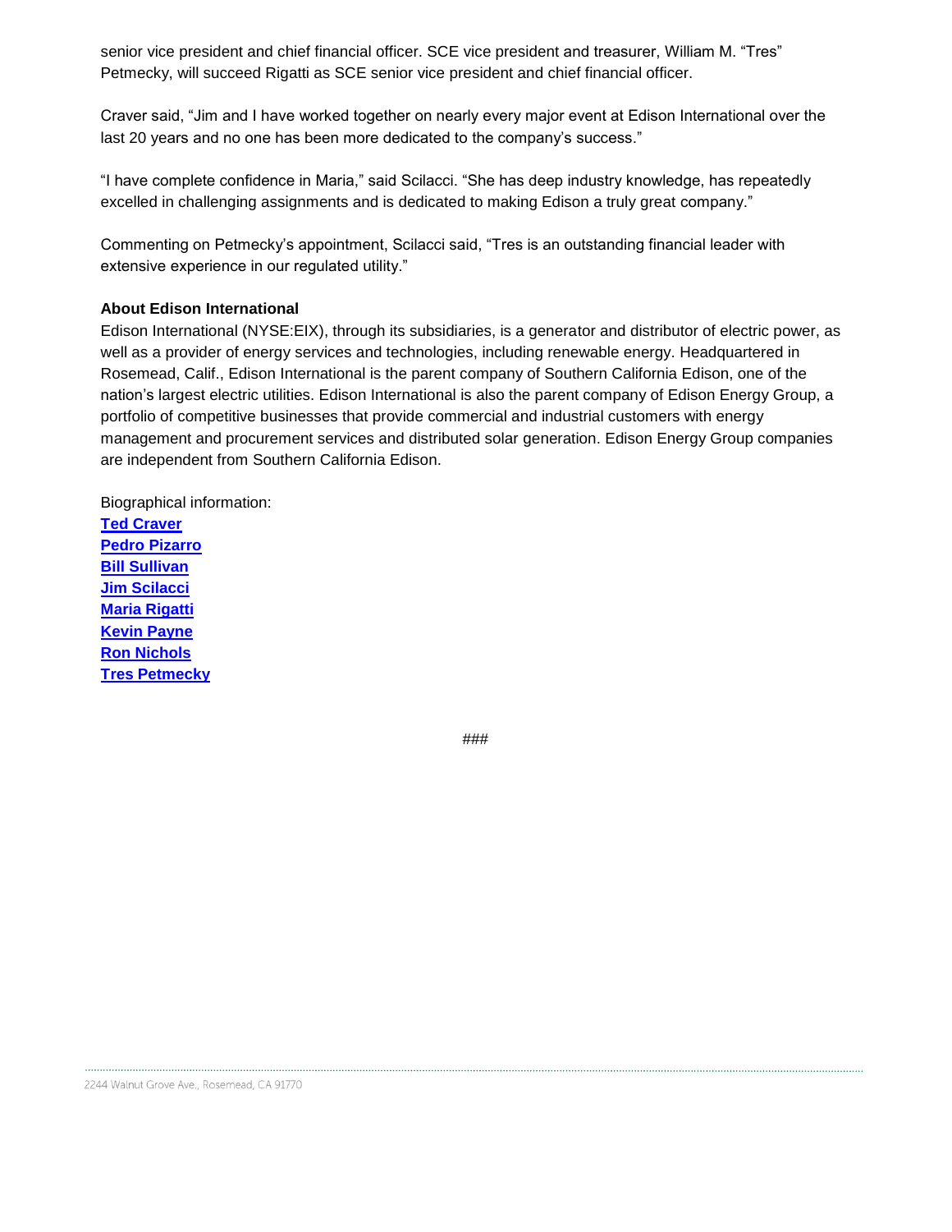senior vice president and chief financial officer. SCE vice president and treasurer, William M. "Tres" Petmecky, will succeed Rigatti as SCE senior vice president and chief financial officer.

Craver said, "Jim and I have worked together on nearly every major event at Edison International over the last 20 years and no one has been more dedicated to the company's success."

"I have complete confidence in Maria," said Scilacci. "She has deep industry knowledge, has repeatedly excelled in challenging assignments and is dedicated to making Edison a truly great company."

Commenting on Petmecky's appointment, Scilacci said, "Tres is an outstanding financial leader with extensive experience in our regulated utility."

**About Edison International**

Edison International (NYSE:EIX), through its subsidiaries, is a generator and distributor of electric power, as well as a provider of energy services and technologies, including renewable energy. Headquartered in Rosemead, Calif., Edison International is the parent company of Southern California Edison, one of the nation's largest electric utilities. Edison International is also the parent company of Edison Energy Group, a portfolio of competitive businesses that provide commercial and industrial customers with energy management and procurement services and distributed solar generation. Edison Energy Group companies are independent from Southern California Edison.

Biographical information:

**Ted Craver**
**Pedro Pizarro**
**Bill Sullivan**
**Jim Scilacci**
**Maria Rigatti**
**Kevin Payne**
**Ron Nichols**
**Tres Petmecky**

###